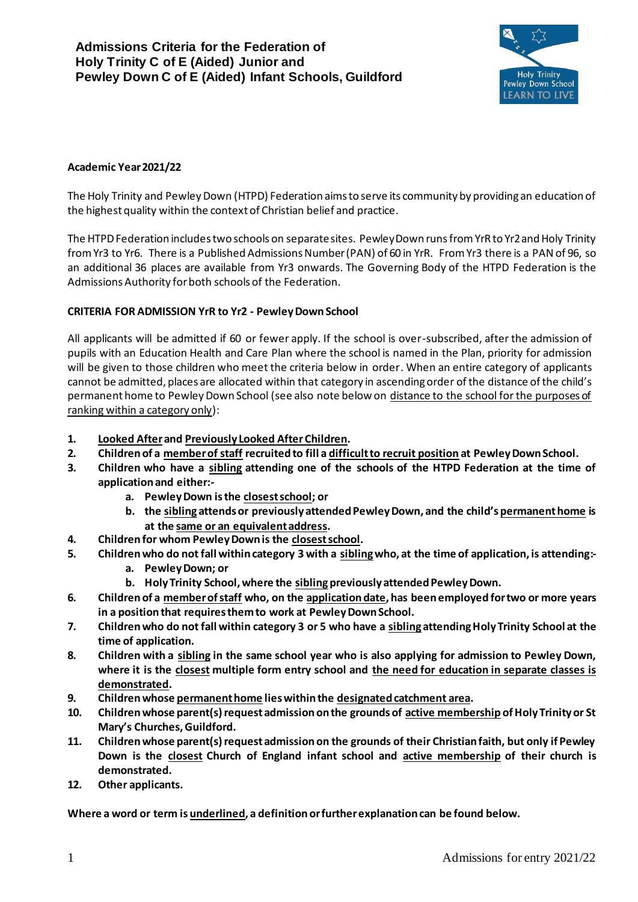# Admissions Criteria for the Federation of Holy Trinity C of E (Aided) Junior and Pewley Down C of E (Aided) Infant Schools, Guildford

**Academic Year 2021/22**

The Holy Trinity and Pewley Down (HTPD) Federation aims to serve its community by providing an education of the highest quality within the context of Christian belief and practice.

The HTPD Federation includes two schools on separate sites. Pewley Down runs from YrR to Yr2 and Holy Trinity from Yr3 to Yr6. There is a Published Admissions Number (PAN) of 60 in YrR. From Yr3 there is a PAN of 96, so an additional 36 places are available from Yr3 onwards. The Governing Body of the HTPD Federation is the Admissions Authority for both schools of the Federation.

**CRITERIA FOR ADMISSION YrR to Yr2 - Pewley Down School**

All applicants will be admitted if 60 or fewer apply. If the school is over-subscribed, after the admission of pupils with an Education Health and Care Plan where the school is named in the Plan, priority for admission will be given to those children who meet the criteria below in order. When an entire category of applicants cannot be admitted, places are allocated within that category in ascending order of the distance of the child's permanent home to Pewley Down School (see also note below on distance to the school for the purposes of ranking within a category only):

1. **Looked After and Previously Looked After Children.**
2. **Children of a member of staff recruited to fill a difficult to recruit position at Pewley Down School.**
3. **Children who have a sibling attending one of the schools of the HTPD Federation at the time of application and either:-**
    a. **Pewley Down is the closest school; or**
    b. **the sibling attends or previously attended Pewley Down, and the child's permanent home is at the same or an equivalent address.**
4. **Children for whom Pewley Down is the closest school.**
5. **Children who do not fall within category 3 with a sibling who, at the time of application, is attending:-**
    a. **Pewley Down; or**
    b. **Holy Trinity School, where the sibling previously attended Pewley Down.**
6. **Children of a member of staff who, on the application date, has been employed for two or more years in a position that requires them to work at Pewley Down School.**
7. **Children who do not fall within category 3 or 5 who have a sibling attending Holy Trinity School at the time of application.**
8. **Children with a sibling in the same school year who is also applying for admission to Pewley Down, where it is the closest multiple form entry school and the need for education in separate classes is demonstrated.**
9. **Children whose permanent home lies within the designated catchment area.**
10. **Children whose parent(s) request admission on the grounds of active membership of Holy Trinity or St Mary's Churches, Guildford.**
11. **Children whose parent(s) request admission on the grounds of their Christian faith, but only if Pewley Down is the closest Church of England infant school and active membership of their church is demonstrated.**
12. **Other applicants.**

**Where a word or term is underlined, a definition or further explanation can be found below.**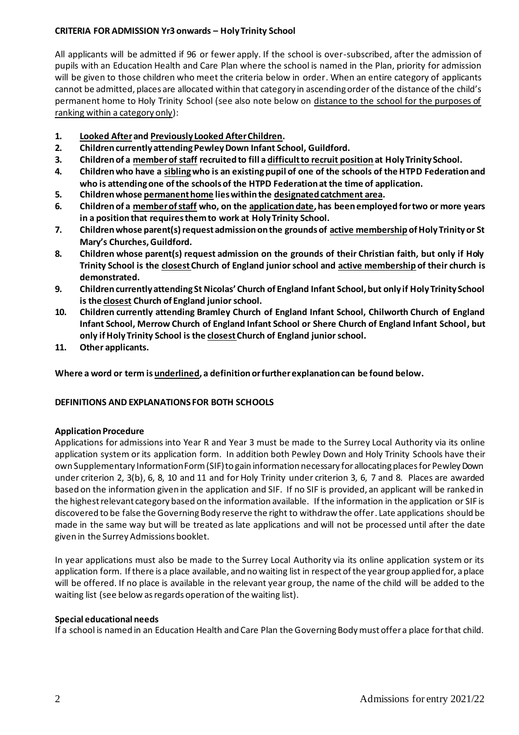**CRITERIA FOR ADMISSION Yr3 onwards – Holy Trinity School**

All applicants will be admitted if 96 or fewer apply. If the school is over-subscribed, after the admission of pupils with an Education Health and Care Plan where the school is named in the Plan, priority for admission will be given to those children who meet the criteria below in order. When an entire category of applicants cannot be admitted, places are allocated within that category in ascending order of the distance of the child's permanent home to Holy Trinity School (see also note below on <u>distance to the school for the purposes of ranking within a category only</u>):

1. **<u>Looked After</u> and <u>Previously Looked After Children</u>.**
2. **Children currently attending Pewley Down Infant School, Guildford.**
3. **Children of a <u>member of staff</u> recruited to fill a <u>difficult to recruit position</u> at Holy Trinity School.**
4. **Children who have a <u>sibling</u> who is an existing pupil of one of the schools of the HTPD Federation and who is attending one of the schools of the HTPD Federation at the time of application.**
5. **Children whose <u>permanent home</u> lies within the <u>designated catchment area</u>.**
6. **Children of a <u>member of staff</u> who, on the <u>application date</u>, has been employed for two or more years in a position that requires them to work at Holy Trinity School.**
7. **Children whose parent(s) request admission on the grounds of <u>active membership</u> of Holy Trinity or St Mary's Churches, Guildford.**
8. **Children whose parent(s) request admission on the grounds of their Christian faith, but only if Holy Trinity School is the <u>closest</u> Church of England junior school and <u>active membership</u> of their church is demonstrated.**
9. **Children currently attending St Nicolas' Church of England Infant School, but only if Holy Trinity School is the <u>closest</u> Church of England junior school.**
10. **Children currently attending Bramley Church of England Infant School, Chilworth Church of England Infant School, Merrow Church of England Infant School or Shere Church of England Infant School, but only if Holy Trinity School is the <u>closest</u> Church of England junior school.**
11. **Other applicants.**

**Where a word or term is <u>underlined</u>, a definition or further explanation can be found below.**

**DEFINITIONS AND EXPLANATIONS FOR BOTH SCHOOLS**

**Application Procedure**

Applications for admissions into Year R and Year 3 must be made to the Surrey Local Authority via its online application system or its application form. In addition both Pewley Down and Holy Trinity Schools have their own Supplementary Information Form (SIF) to gain information necessary for allocating places for Pewley Down under criterion 2, 3(b), 6, 8, 10 and 11 and for Holy Trinity under criterion 3, 6, 7 and 8. Places are awarded based on the information given in the application and SIF. If no SIF is provided, an applicant will be ranked in the highest relevant category based on the information available. If the information in the application or SIF is discovered to be false the Governing Body reserve the right to withdraw the offer. Late applications should be made in the same way but will be treated as late applications and will not be processed until after the date given in the Surrey Admissions booklet.

In year applications must also be made to the Surrey Local Authority via its online application system or its application form. If there is a place available, and no waiting list in respect of the year group applied for, a place will be offered. If no place is available in the relevant year group, the name of the child will be added to the waiting list (see below as regards operation of the waiting list).

**Special educational needs**

If a school is named in an Education Health and Care Plan the Governing Body must offer a place for that child.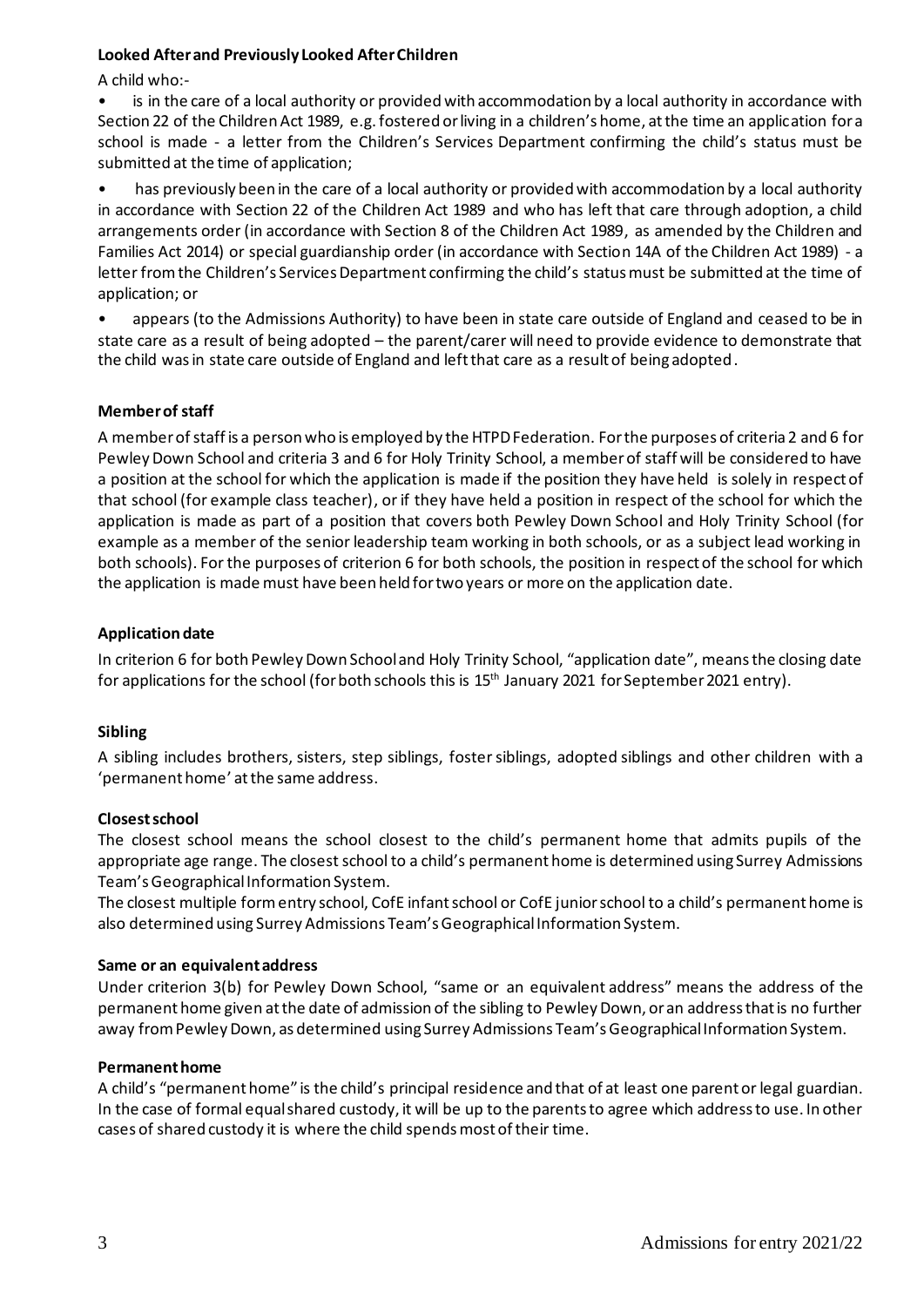**Looked After and Previously Looked After Children**

A child who:-

- is in the care of a local authority or provided with accommodation by a local authority in accordance with Section 22 of the Children Act 1989, e.g. fostered or living in a children's home, at the time an application for a school is made - a letter from the Children's Services Department confirming the child's status must be submitted at the time of application;
- has previously been in the care of a local authority or provided with accommodation by a local authority in accordance with Section 22 of the Children Act 1989 and who has left that care through adoption, a child arrangements order (in accordance with Section 8 of the Children Act 1989, as amended by the Children and Families Act 2014) or special guardianship order (in accordance with Section 14A of the Children Act 1989) - a letter from the Children's Services Department confirming the child's status must be submitted at the time of application; or
- appears (to the Admissions Authority) to have been in state care outside of England and ceased to be in state care as a result of being adopted – the parent/carer will need to provide evidence to demonstrate that the child was in state care outside of England and left that care as a result of being adopted.

**Member of staff**

A member of staff is a person who is employed by the HTPD Federation. For the purposes of criteria 2 and 6 for Pewley Down School and criteria 3 and 6 for Holy Trinity School, a member of staff will be considered to have a position at the school for which the application is made if the position they have held is solely in respect of that school (for example class teacher), or if they have held a position in respect of the school for which the application is made as part of a position that covers both Pewley Down School and Holy Trinity School (for example as a member of the senior leadership team working in both schools, or as a subject lead working in both schools). For the purposes of criterion 6 for both schools, the position in respect of the school for which the application is made must have been held for two years or more on the application date.

**Application date**

In criterion 6 for both Pewley Down School and Holy Trinity School, "application date", means the closing date for applications for the school (for both schools this is 15th January 2021 for September 2021 entry).

**Sibling**

A sibling includes brothers, sisters, step siblings, foster siblings, adopted siblings and other children with a 'permanent home' at the same address.

**Closest school**

The closest school means the school closest to the child's permanent home that admits pupils of the appropriate age range. The closest school to a child's permanent home is determined using Surrey Admissions Team's Geographical Information System.

The closest multiple form entry school, CofE infant school or CofE junior school to a child's permanent home is also determined using Surrey Admissions Team's Geographical Information System.

**Same or an equivalent address**

Under criterion 3(b) for Pewley Down School, "same or an equivalent address" means the address of the permanent home given at the date of admission of the sibling to Pewley Down, or an address that is no further away from Pewley Down, as determined using Surrey Admissions Team's Geographical Information System.

**Permanent home**

A child's "permanent home" is the child's principal residence and that of at least one parent or legal guardian. In the case of formal equal shared custody, it will be up to the parents to agree which address to use. In other cases of shared custody it is where the child spends most of their time.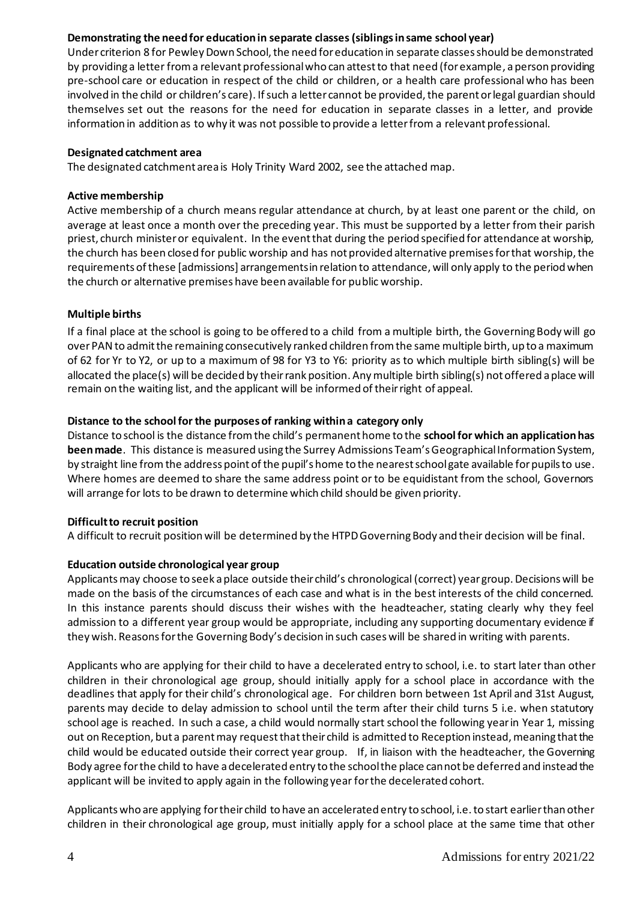**Demonstrating the need for education in separate classes (siblings in same school year)**

Under criterion 8 for Pewley Down School, the need for education in separate classes should be demonstrated by providing a letter from a relevant professional who can attest to that need (for example, a person providing pre-school care or education in respect of the child or children, or a health care professional who has been involved in the child or children's care). If such a letter cannot be provided, the parent or legal guardian should themselves set out the reasons for the need for education in separate classes in a letter, and provide information in addition as to why it was not possible to provide a letter from a relevant professional.

**Designated catchment area**

The designated catchment area is Holy Trinity Ward 2002, see the attached map.

**Active membership**

Active membership of a church means regular attendance at church, by at least one parent or the child, on average at least once a month over the preceding year. This must be supported by a letter from their parish priest, church minister or equivalent. In the event that during the period specified for attendance at worship, the church has been closed for public worship and has not provided alternative premises for that worship, the requirements of these [admissions] arrangements in relation to attendance, will only apply to the period when the church or alternative premises have been available for public worship.

**Multiple births**

If a final place at the school is going to be offered to a child from a multiple birth, the Governing Body will go over PAN to admit the remaining consecutively ranked children from the same multiple birth, up to a maximum of 62 for Yr to Y2, or up to a maximum of 98 for Y3 to Y6: priority as to which multiple birth sibling(s) will be allocated the place(s) will be decided by their rank position. Any multiple birth sibling(s) not offered a place will remain on the waiting list, and the applicant will be informed of their right of appeal.

**Distance to the school for the purposes of ranking within a category only**

Distance to school is the distance from the child's permanent home to the **school for which an application has been made**. This distance is measured using the Surrey Admissions Team's Geographical Information System, by straight line from the address point of the pupil's home to the nearest school gate available for pupils to use. Where homes are deemed to share the same address point or to be equidistant from the school, Governors will arrange for lots to be drawn to determine which child should be given priority.

**Difficult to recruit position**

A difficult to recruit position will be determined by the HTPD Governing Body and their decision will be final.

**Education outside chronological year group**

Applicants may choose to seek a place outside their child's chronological (correct) year group. Decisions will be made on the basis of the circumstances of each case and what is in the best interests of the child concerned. In this instance parents should discuss their wishes with the headteacher, stating clearly why they feel admission to a different year group would be appropriate, including any supporting documentary evidence if they wish. Reasons for the Governing Body's decision in such cases will be shared in writing with parents.

Applicants who are applying for their child to have a decelerated entry to school, i.e. to start later than other children in their chronological age group, should initially apply for a school place in accordance with the deadlines that apply for their child's chronological age. For children born between 1st April and 31st August, parents may decide to delay admission to school until the term after their child turns 5 i.e. when statutory school age is reached. In such a case, a child would normally start school the following year in Year 1, missing out on Reception, but a parent may request that their child is admitted to Reception instead, meaning that the child would be educated outside their correct year group. If, in liaison with the headteacher, the Governing Body agree for the child to have a decelerated entry to the school the place can not be deferred and instead the applicant will be invited to apply again in the following year for the decelerated cohort.

Applicants who are applying for their child to have an accelerated entry to school, i.e. to start earlier than other children in their chronological age group, must initially apply for a school place at the same time that other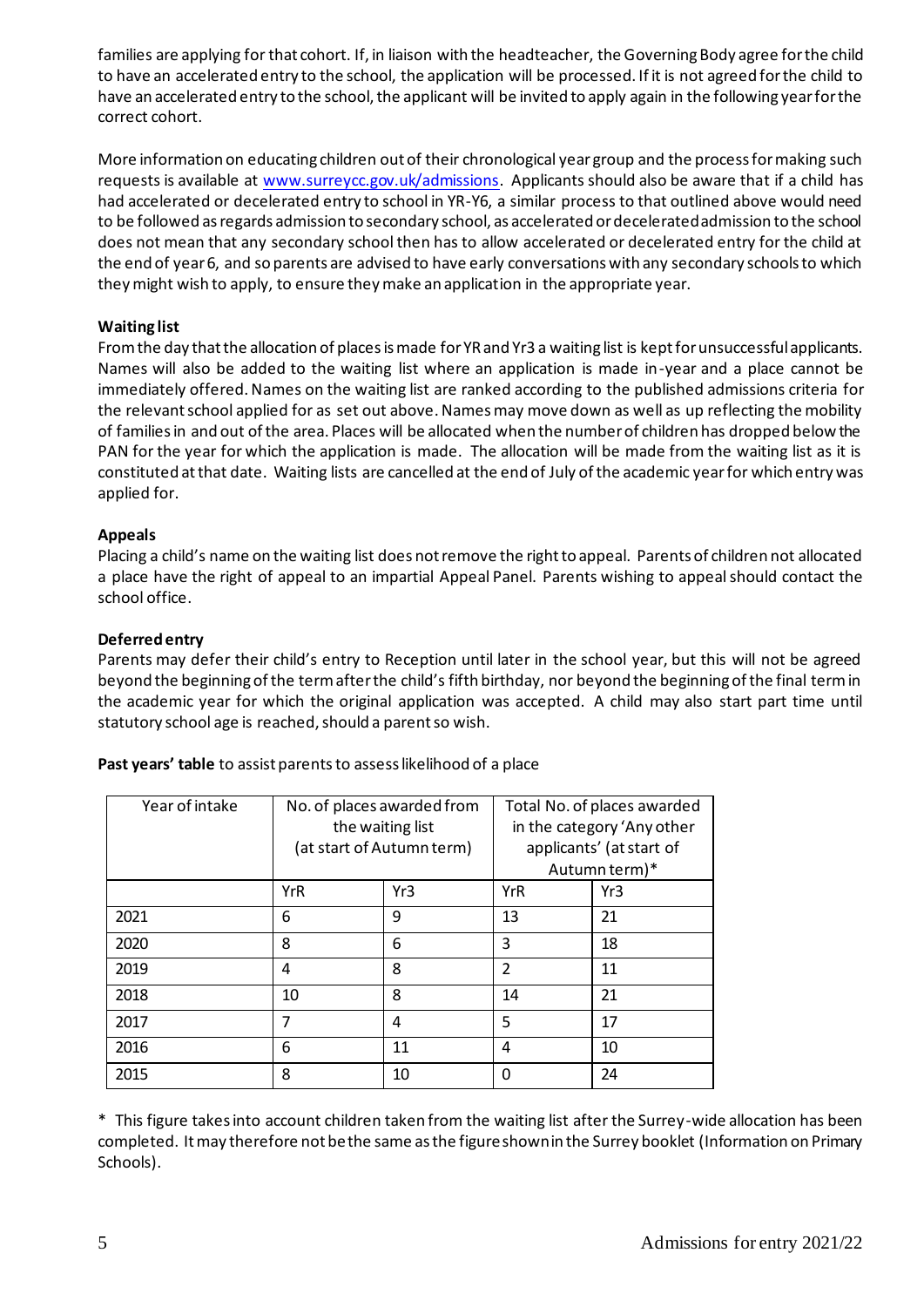families are applying for that cohort. If, in liaison with the headteacher, the Governing Body agree for the child to have an accelerated entry to the school, the application will be processed. If it is not agreed for the child to have an accelerated entry to the school, the applicant will be invited to apply again in the following year for the correct cohort.

More information on educating children out of their chronological year group and the process for making such requests is available at [www.surreycc.gov.uk/admissions](http://www.surreycc.gov.uk/admissions). Applicants should also be aware that if a child has had accelerated or decelerated entry to school in YR-Y6, a similar process to that outlined above would need to be followed as regards admission to secondary school, as accelerated or decelerated admission to the school does not mean that any secondary school then has to allow accelerated or decelerated entry for the child at the end of year 6, and so parents are advised to have early conversations with any secondary schools to which they might wish to apply, to ensure they make an application in the appropriate year.

**Waiting list**

From the day that the allocation of places is made for YR and Yr3 a waiting list is kept for unsuccessful applicants. Names will also be added to the waiting list where an application is made in-year and a place cannot be immediately offered. Names on the waiting list are ranked according to the published admissions criteria for the relevant school applied for as set out above. Names may move down as well as up reflecting the mobility of families in and out of the area. Places will be allocated when the number of children has dropped below the PAN for the year for which the application is made. The allocation will be made from the waiting list as it is constituted at that date. Waiting lists are cancelled at the end of July of the academic year for which entry was applied for.

**Appeals**

Placing a child's name on the waiting list does not remove the right to appeal. Parents of children not allocated a place have the right of appeal to an impartial Appeal Panel. Parents wishing to appeal should contact the school office.

**Deferred entry**

Parents may defer their child's entry to Reception until later in the school year, but this will not be agreed beyond the beginning of the term after the child's fifth birthday, nor beyond the beginning of the final term in the academic year for which the original application was accepted. A child may also start part time until statutory school age is reached, should a parent so wish.

**Past years' table** to assist parents to assess likelihood of a place

| Year of intake | No. of places awarded from the waiting list (at start of Autumn term) | | Total No. of places awarded in the category 'Any other applicants' (at start of Autumn term)* | |
|---|---|---|---|---|
| | YrR | Yr3 | YrR | Yr3 |
| 2021 | 6 | 9 | 13 | 21 |
| 2020 | 8 | 6 | 3 | 18 |
| 2019 | 4 | 8 | 2 | 11 |
| 2018 | 10 | 8 | 14 | 21 |
| 2017 | 7 | 4 | 5 | 17 |
| 2016 | 6 | 11 | 4 | 10 |
| 2015 | 8 | 10 | 0 | 24 |

* This figure takes into account children taken from the waiting list after the Surrey-wide allocation has been completed. It may therefore not be the same as the figure shown in the Surrey booklet (Information on Primary Schools).